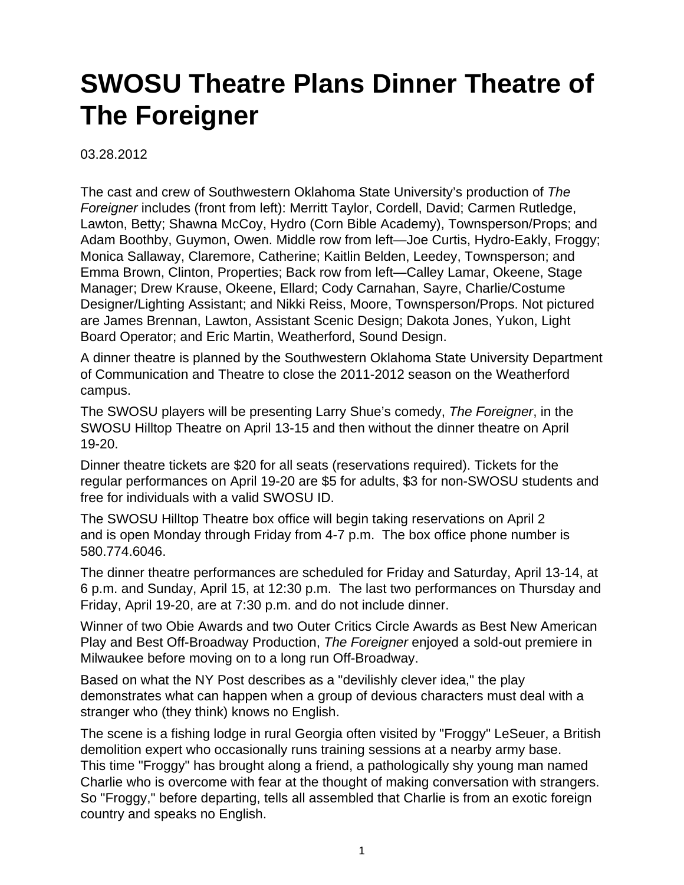# SWOSU Theatre Plans Dinner Theatre of The Foreigner

03.28.2012

The cast and crew of Southwestern Oklahoma State University's production of *The Foreigner* includes (front from left): Merritt Taylor, Cordell, David; Carmen Rutledge, Lawton, Betty; Shawna McCoy, Hydro (Corn Bible Academy), Townsperson/Props; and Adam Boothby, Guymon, Owen. Middle row from left—Joe Curtis, Hydro-Eakly, Froggy; Monica Sallaway, Claremore, Catherine; Kaitlin Belden, Leedey, Townsperson; and Emma Brown, Clinton, Properties; Back row from left—Calley Lamar, Okeene, Stage Manager; Drew Krause, Okeene, Ellard; Cody Carnahan, Sayre, Charlie/Costume Designer/Lighting Assistant; and Nikki Reiss, Moore, Townsperson/Props. Not pictured are James Brennan, Lawton, Assistant Scenic Design; Dakota Jones, Yukon, Light Board Operator; and Eric Martin, Weatherford, Sound Design.

A dinner theatre is planned by the Southwestern Oklahoma State University Department of Communication and Theatre to close the 2011-2012 season on the Weatherford campus.

The SWOSU players will be presenting Larry Shue's comedy, *The Foreigner*, in the SWOSU Hilltop Theatre on April 13-15 and then without the dinner theatre on April 19-20.

Dinner theatre tickets are $20 for all seats (reservations required). Tickets for the regular performances on April 19-20 are $5 for adults, $3 for non-SWOSU students and free for individuals with a valid SWOSU ID.

The SWOSU Hilltop Theatre box office will begin taking reservations on April 2 and is open Monday through Friday from 4-7 p.m. The box office phone number is 580.774.6046.

The dinner theatre performances are scheduled for Friday and Saturday, April 13-14, at 6 p.m. and Sunday, April 15, at 12:30 p.m. The last two performances on Thursday and Friday, April 19-20, are at 7:30 p.m. and do not include dinner.

Winner of two Obie Awards and two Outer Critics Circle Awards as Best New American Play and Best Off-Broadway Production, *The Foreigner* enjoyed a sold-out premiere in Milwaukee before moving on to a long run Off-Broadway.

Based on what the NY Post describes as a "devilishly clever idea," the play demonstrates what can happen when a group of devious characters must deal with a stranger who (they think) knows no English.

The scene is a fishing lodge in rural Georgia often visited by "Froggy" LeSeuer, a British demolition expert who occasionally runs training sessions at a nearby army base. This time "Froggy" has brought along a friend, a pathologically shy young man named Charlie who is overcome with fear at the thought of making conversation with strangers. So "Froggy," before departing, tells all assembled that Charlie is from an exotic foreign country and speaks no English.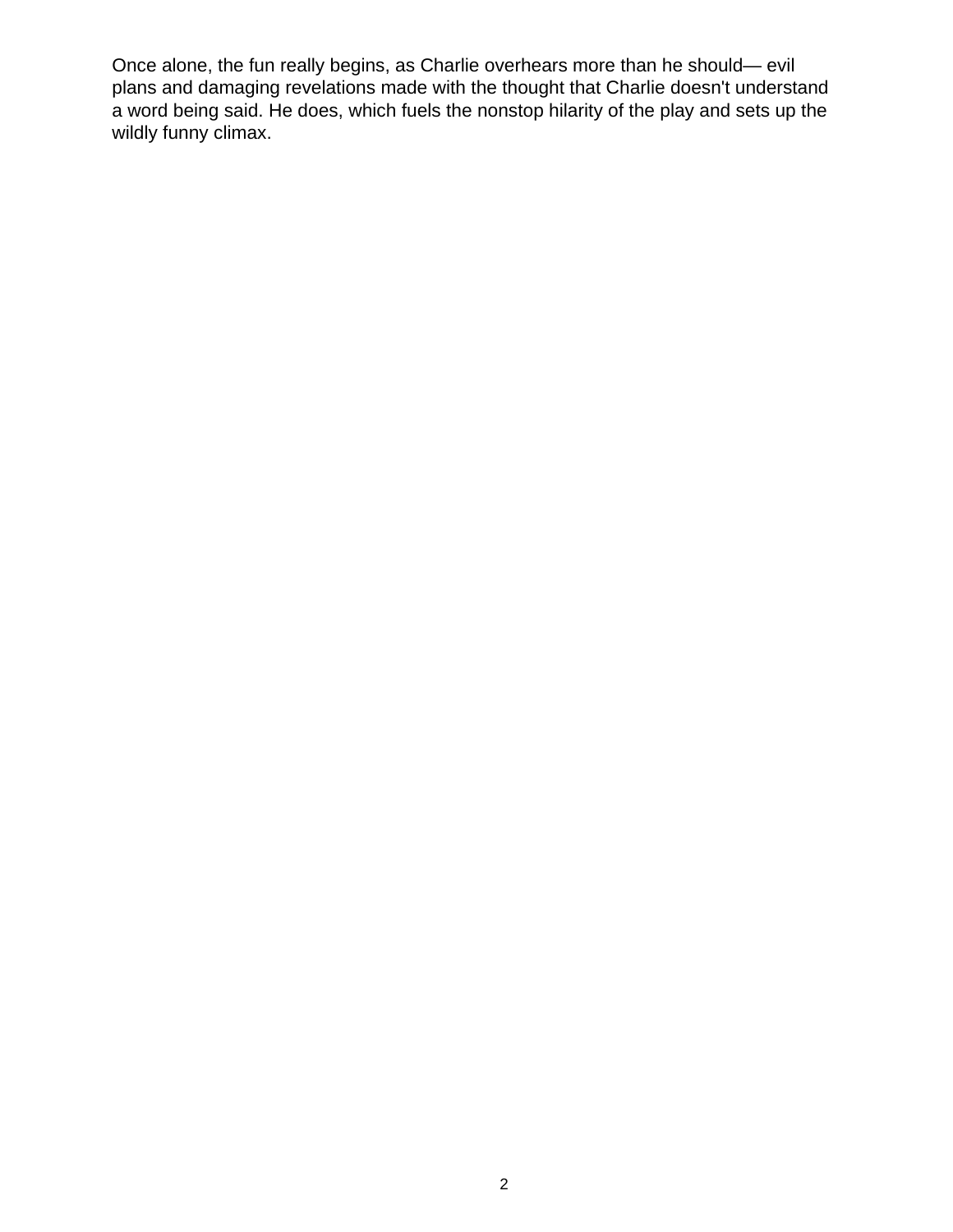Once alone, the fun really begins, as Charlie overhears more than he should— evil plans and damaging revelations made with the thought that Charlie doesn't understand a word being said. He does, which fuels the nonstop hilarity of the play and sets up the wildly funny climax.